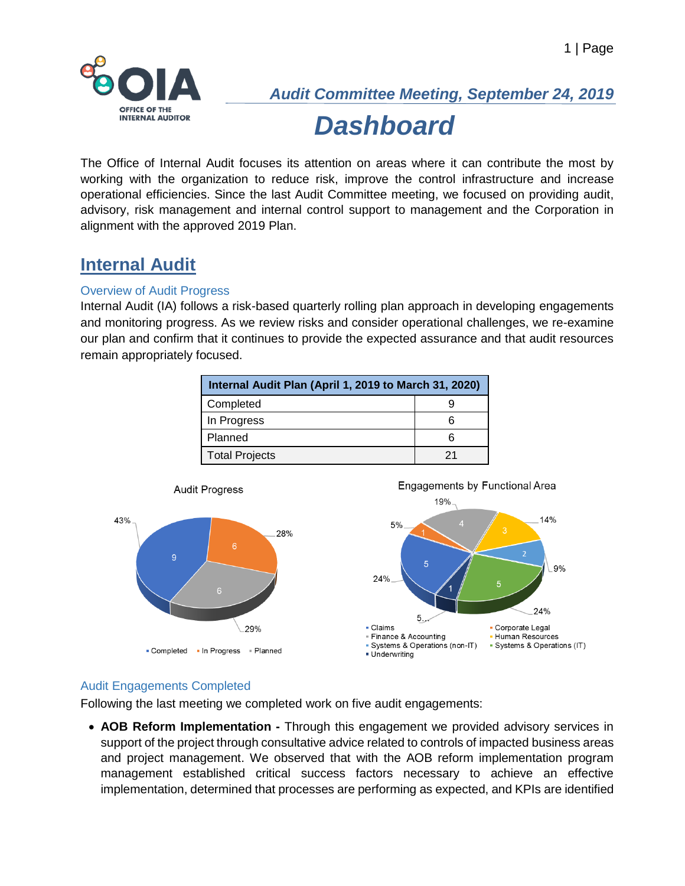# Audit Committee Meeting, September 24, 2019

# Dashboard

The Office of Internal Audit focuses its attention on areas where it can contribute the most by working with the organization to reduce risk, improve the control infrastructure and increase operational efficiencies. Since the last Audit Committee meeting, we focused on providing audit, advisory, risk management and internal control support to management and the Corporation in alignment with the approved 2019 Plan.

## Internal Audit

### Overview of Audit Progress

Internal Audit (IA) follows a risk-based quarterly rolling plan approach in developing engagements and monitoring progress. As we review risks and consider operational challenges, we re-examine our plan and confirm that it continues to provide the expected assurance and that audit resources remain appropriately focused.

| Internal Audit Plan (April 1, 2019 to March 31, 2020) | |
|---|---|
| Completed | 9 |
| In Progress | 6 |
| Planned | 6 |
| Total Projects | 21 |

Audit Progress

Engagements by Functional Area

### Audit Engagements Completed

Following the last meeting we completed work on five audit engagements:

- **AOB Reform Implementation -** Through this engagement we provided advisory services in support of the project through consultative advice related to controls of impacted business areas and project management. We observed that with the AOB reform implementation program management established critical success factors necessary to achieve an effective implementation, determined that processes are performing as expected, and KPIs are identified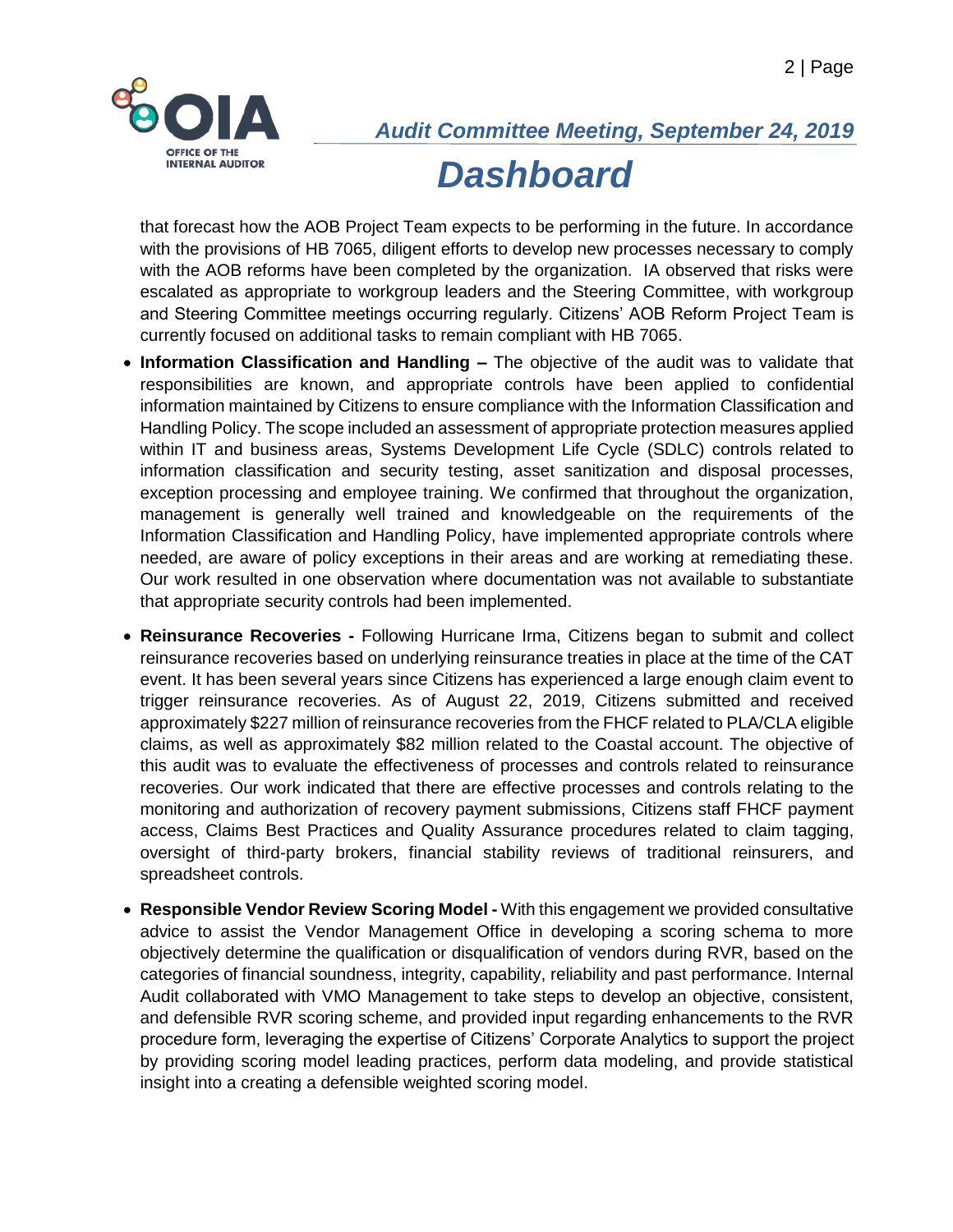that forecast how the AOB Project Team expects to be performing in the future. In accordance with the provisions of HB 7065, diligent efforts to develop new processes necessary to comply with the AOB reforms have been completed by the organization. IA observed that risks were escalated as appropriate to workgroup leaders and the Steering Committee, with workgroup and Steering Committee meetings occurring regularly. Citizens' AOB Reform Project Team is currently focused on additional tasks to remain compliant with HB 7065.

- **Information Classification and Handling –** The objective of the audit was to validate that responsibilities are known, and appropriate controls have been applied to confidential information maintained by Citizens to ensure compliance with the Information Classification and Handling Policy. The scope included an assessment of appropriate protection measures applied within IT and business areas, Systems Development Life Cycle (SDLC) controls related to information classification and security testing, asset sanitization and disposal processes, exception processing and employee training. We confirmed that throughout the organization, management is generally well trained and knowledgeable on the requirements of the Information Classification and Handling Policy, have implemented appropriate controls where needed, are aware of policy exceptions in their areas and are working at remediating these. Our work resulted in one observation where documentation was not available to substantiate that appropriate security controls had been implemented.

- **Reinsurance Recoveries -** Following Hurricane Irma, Citizens began to submit and collect reinsurance recoveries based on underlying reinsurance treaties in place at the time of the CAT event. It has been several years since Citizens has experienced a large enough claim event to trigger reinsurance recoveries. As of August 22, 2019, Citizens submitted and received approximately $227 million of reinsurance recoveries from the FHCF related to PLA/CLA eligible claims, as well as approximately $82 million related to the Coastal account. The objective of this audit was to evaluate the effectiveness of processes and controls related to reinsurance recoveries. Our work indicated that there are effective processes and controls relating to the monitoring and authorization of recovery payment submissions, Citizens staff FHCF payment access, Claims Best Practices and Quality Assurance procedures related to claim tagging, oversight of third-party brokers, financial stability reviews of traditional reinsurers, and spreadsheet controls.

- **Responsible Vendor Review Scoring Model -** With this engagement we provided consultative advice to assist the Vendor Management Office in developing a scoring schema to more objectively determine the qualification or disqualification of vendors during RVR, based on the categories of financial soundness, integrity, capability, reliability and past performance. Internal Audit collaborated with VMO Management to take steps to develop an objective, consistent, and defensible RVR scoring scheme, and provided input regarding enhancements to the RVR procedure form, leveraging the expertise of Citizens' Corporate Analytics to support the project by providing scoring model leading practices, perform data modeling, and provide statistical insight into a creating a defensible weighted scoring model.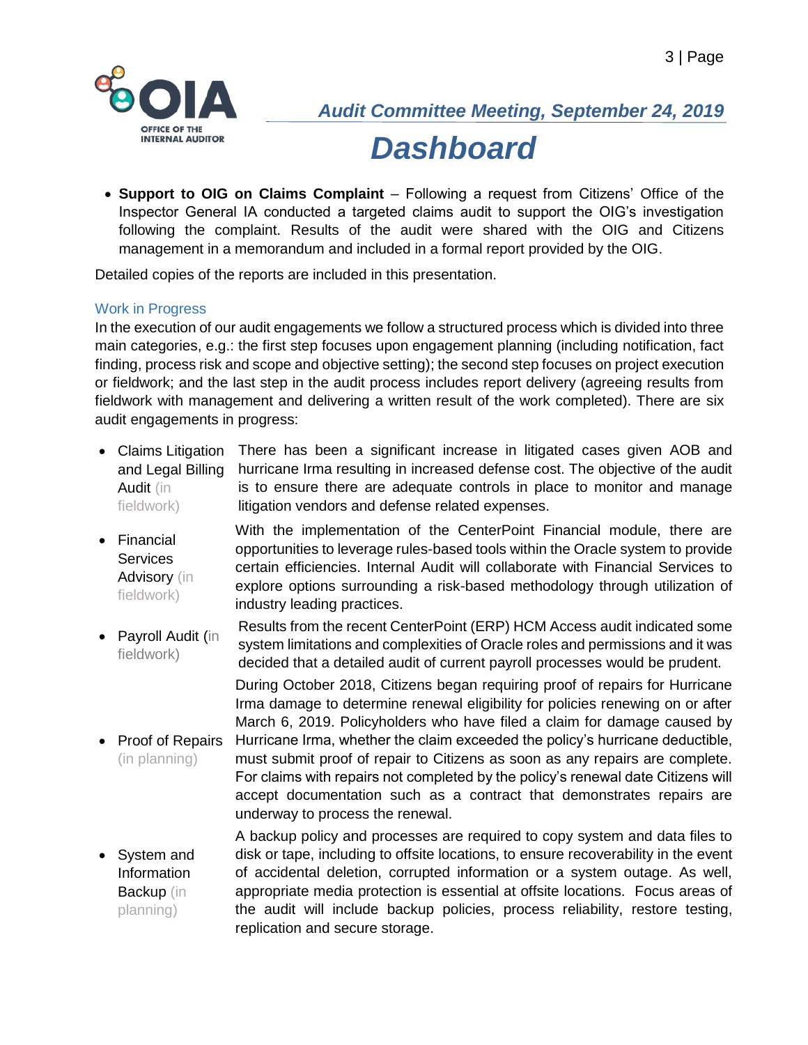*Audit Committee Meeting, September 24, 2019*

# Dashboard

- **Support to OIG on Claims Complaint** – Following a request from Citizens' Office of the Inspector General IA conducted a targeted claims audit to support the OIG's investigation following the complaint. Results of the audit were shared with the OIG and Citizens management in a memorandum and included in a formal report provided by the OIG.

Detailed copies of the reports are included in this presentation.

## Work in Progress

In the execution of our audit engagements we follow a structured process which is divided into three main categories, e.g.: the first step focuses upon engagement planning (including notification, fact finding, process risk and scope and objective setting); the second step focuses on project execution or fieldwork; and the last step in the audit process includes report delivery (agreeing results from fieldwork with management and delivering a written result of the work completed). There are six audit engagements in progress:

- Claims Litigation and Legal Billing Audit (in fieldwork) – There has been a significant increase in litigated cases given AOB and hurricane Irma resulting in increased defense cost. The objective of the audit is to ensure there are adequate controls in place to monitor and manage litigation vendors and defense related expenses.
- Financial Services Advisory (in fieldwork) – With the implementation of the CenterPoint Financial module, there are opportunities to leverage rules-based tools within the Oracle system to provide certain efficiencies. Internal Audit will collaborate with Financial Services to explore options surrounding a risk-based methodology through utilization of industry leading practices.
- Payroll Audit (in fieldwork) – Results from the recent CenterPoint (ERP) HCM Access audit indicated some system limitations and complexities of Oracle roles and permissions and it was decided that a detailed audit of current payroll processes would be prudent.
- Proof of Repairs (in planning) – During October 2018, Citizens began requiring proof of repairs for Hurricane Irma damage to determine renewal eligibility for policies renewing on or after March 6, 2019. Policyholders who have filed a claim for damage caused by Hurricane Irma, whether the claim exceeded the policy's hurricane deductible, must submit proof of repair to Citizens as soon as any repairs are complete. For claims with repairs not completed by the policy's renewal date Citizens will accept documentation such as a contract that demonstrates repairs are underway to process the renewal.
- System and Information Backup (in planning) – A backup policy and processes are required to copy system and data files to disk or tape, including to offsite locations, to ensure recoverability in the event of accidental deletion, corrupted information or a system outage. As well, appropriate media protection is essential at offsite locations. Focus areas of the audit will include backup policies, process reliability, restore testing, replication and secure storage.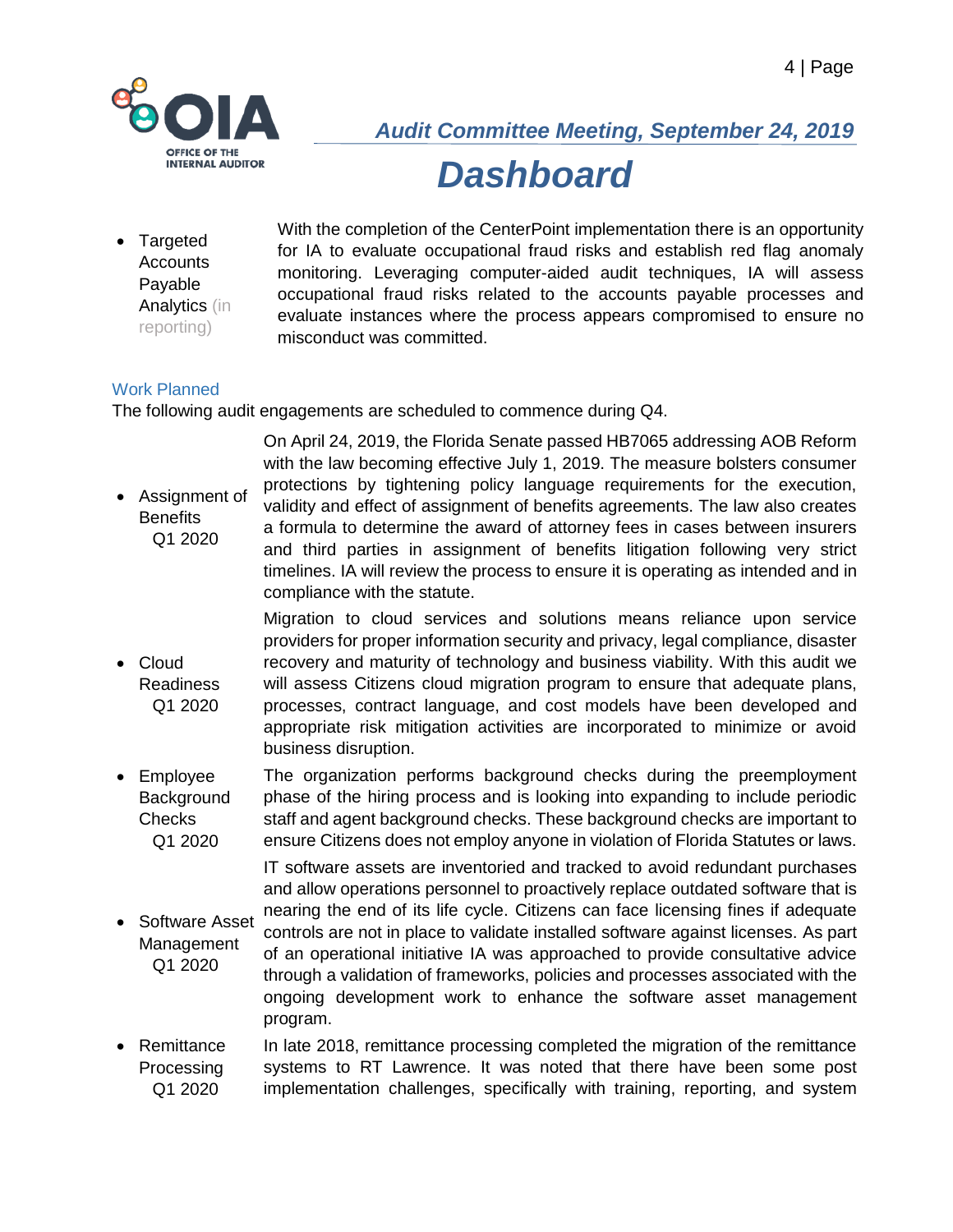- **Targeted Accounts Payable Analytics** (in reporting)

  With the completion of the CenterPoint implementation there is an opportunity for IA to evaluate occupational fraud risks and establish red flag anomaly monitoring. Leveraging computer-aided audit techniques, IA will assess occupational fraud risks related to the accounts payable processes and evaluate instances where the process appears compromised to ensure no misconduct was committed.

### Work Planned

The following audit engagements are scheduled to commence during Q4.

- **Assignment of Benefits** Q1 2020

  On April 24, 2019, the Florida Senate passed HB7065 addressing AOB Reform with the law becoming effective July 1, 2019. The measure bolsters consumer protections by tightening policy language requirements for the execution, validity and effect of assignment of benefits agreements. The law also creates a formula to determine the award of attorney fees in cases between insurers and third parties in assignment of benefits litigation following very strict timelines. IA will review the process to ensure it is operating as intended and in compliance with the statute.

- **Cloud Readiness** Q1 2020

  Migration to cloud services and solutions means reliance upon service providers for proper information security and privacy, legal compliance, disaster recovery and maturity of technology and business viability. With this audit we will assess Citizens cloud migration program to ensure that adequate plans, processes, contract language, and cost models have been developed and appropriate risk mitigation activities are incorporated to minimize or avoid business disruption.

- **Employee Background Checks** Q1 2020

  The organization performs background checks during the preemployment phase of the hiring process and is looking into expanding to include periodic staff and agent background checks. These background checks are important to ensure Citizens does not employ anyone in violation of Florida Statutes or laws.

- **Software Asset Management** Q1 2020

  IT software assets are inventoried and tracked to avoid redundant purchases and allow operations personnel to proactively replace outdated software that is nearing the end of its life cycle. Citizens can face licensing fines if adequate controls are not in place to validate installed software against licenses. As part of an operational initiative IA was approached to provide consultative advice through a validation of frameworks, policies and processes associated with the ongoing development work to enhance the software asset management program.

- **Remittance Processing** Q1 2020

  In late 2018, remittance processing completed the migration of the remittance systems to RT Lawrence. It was noted that there have been some post implementation challenges, specifically with training, reporting, and system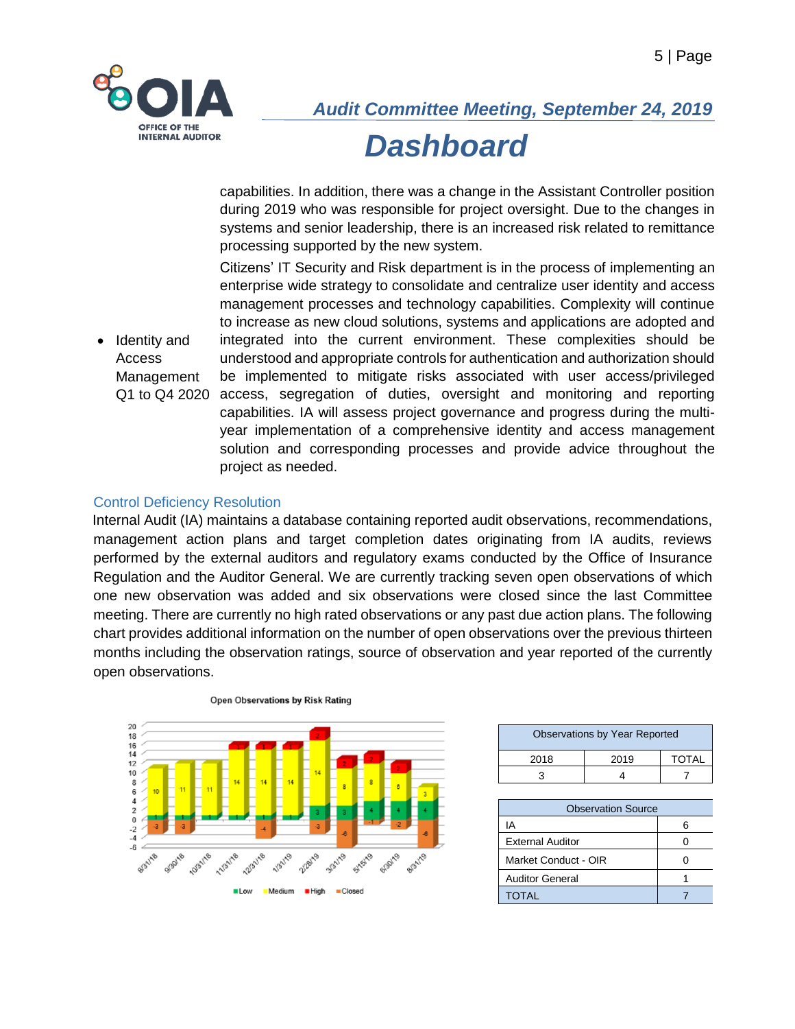capabilities. In addition, there was a change in the Assistant Controller position during 2019 who was responsible for project oversight. Due to the changes in systems and senior leadership, there is an increased risk related to remittance processing supported by the new system.

- Identity and Access Management Q1 to Q4 2020

  Citizens' IT Security and Risk department is in the process of implementing an enterprise wide strategy to consolidate and centralize user identity and access management processes and technology capabilities. Complexity will continue to increase as new cloud solutions, systems and applications are adopted and integrated into the current environment. These complexities should be understood and appropriate controls for authentication and authorization should be implemented to mitigate risks associated with user access/privileged access, segregation of duties, oversight and monitoring and reporting capabilities. IA will assess project governance and progress during the multi-year implementation of a comprehensive identity and access management solution and corresponding processes and provide advice throughout the project as needed.

## Control Deficiency Resolution

Internal Audit (IA) maintains a database containing reported audit observations, recommendations, management action plans and target completion dates originating from IA audits, reviews performed by the external auditors and regulatory exams conducted by the Office of Insurance Regulation and the Auditor General. We are currently tracking seven open observations of which one new observation was added and six observations were closed since the last Committee meeting. There are currently no high rated observations or any past due action plans. The following chart provides additional information on the number of open observations over the previous thirteen months including the observation ratings, source of observation and year reported of the currently open observations.

Open Observations by Risk Rating

| Date | Low | Medium | High | Closed |
|---|---|---|---|---|
| 8/31/18 | 1 | 10 | | -3 |
| 9/30/18 | 1 | 11 | | -3 |
| 10/31/18 | 1 | 11 | | |
| 11/31/18 | 1 | 14 | 1 | |
| 12/31/18 | 1 | 14 | 1 | -4 |
| 1/31/19 | 1 | 14 | 1 | |
| 2/28/19 | 3 | 14 | 2 | -3 |
| 3/31/19 | 3 | 8 | 2 | -6 |
| 5/15/19 | 4 | 8 | 2 | -1 |
| 6/30/19 | 4 | 6 | 2 | -2 |
| 8/31/19 | 4 | 3 | | -6 |

| Observations by Year Reported | | |
|---|---|---|
| 2018 | 2019 | TOTAL |
| 3 | 4 | 7 |

| Observation Source | |
|---|---|
| IA | 6 |
| External Auditor | 0 |
| Market Conduct - OIR | 0 |
| Auditor General | 1 |
| TOTAL | 7 |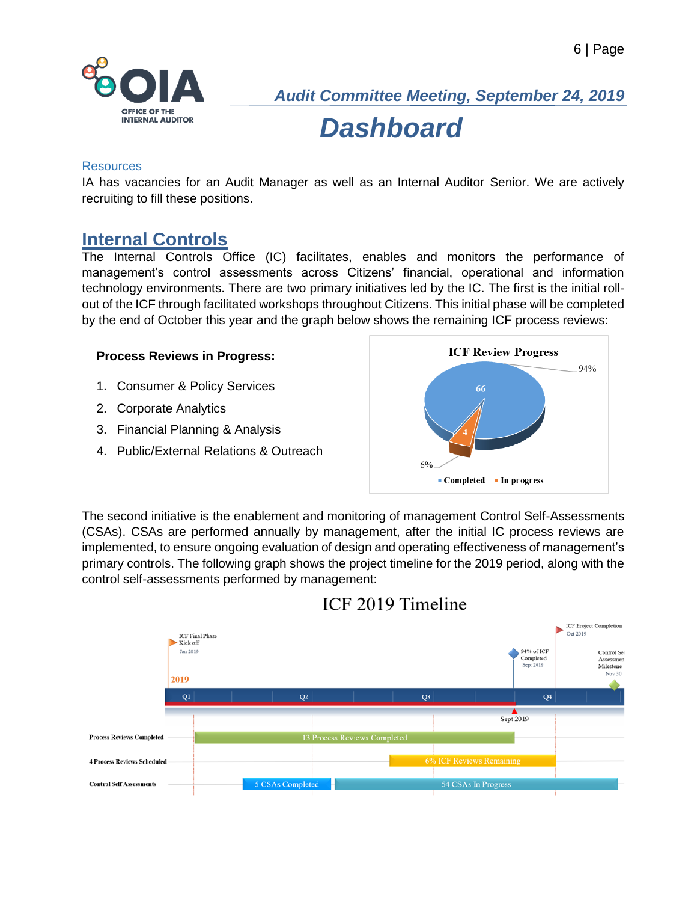*Audit Committee Meeting, September 24, 2019*

# Dashboard

### Resources

IA has vacancies for an Audit Manager as well as an Internal Auditor Senior. We are actively recruiting to fill these positions.

## Internal Controls

The Internal Controls Office (IC) facilitates, enables and monitors the performance of management's control assessments across Citizens' financial, operational and information technology environments. There are two primary initiatives led by the IC. The first is the initial roll-out of the ICF through facilitated workshops throughout Citizens. This initial phase will be completed by the end of October this year and the graph below shows the remaining ICF process reviews:

**Process Reviews in Progress:**

1. Consumer & Policy Services
2. Corporate Analytics
3. Financial Planning & Analysis
4. Public/External Relations & Outreach

**ICF Review Progress**

- Completed: 66 (94%)
- In progress: 4 (6%)

The second initiative is the enablement and monitoring of management Control Self-Assessments (CSAs). CSAs are performed annually by management, after the initial IC process reviews are implemented, to ensure ongoing evaluation of design and operating effectiveness of management's primary controls. The following graph shows the project timeline for the 2019 period, along with the control self-assessments performed by management:

**ICF 2019 Timeline**

- ICF Final Phase Kick off – Jan 2019
- 94% of ICF Completed – Sept 2019
- ICF Project Completion – Oct 2019
- Control Self Assessment Milestone – Nov 30
- Q1, Q2, Q3, Q4 (2019); Sept 2019 marker
- Process Reviews Completed: 13 Process Reviews Completed
- 4 Process Reviews Scheduled: 6% ICF Reviews Remaining
- Control Self Assessments: 5 CSAs Completed; 54 CSAs In Progress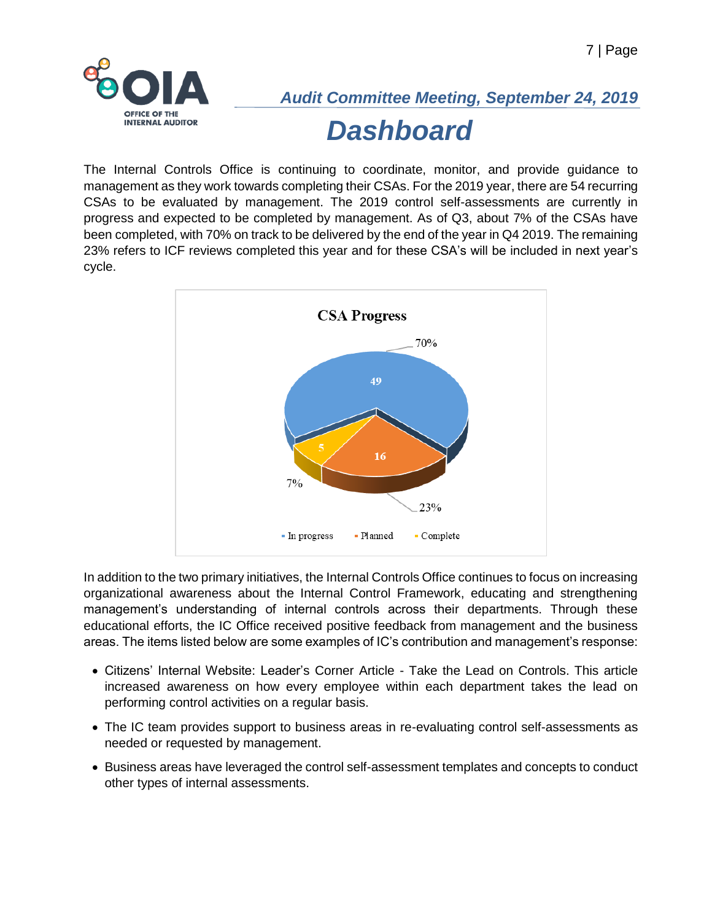*Audit Committee Meeting, September 24, 2019*

# *Dashboard*

The Internal Controls Office is continuing to coordinate, monitor, and provide guidance to management as they work towards completing their CSAs. For the 2019 year, there are 54 recurring CSAs to be evaluated by management. The 2019 control self-assessments are currently in progress and expected to be completed by management. As of Q3, about 7% of the CSAs have been completed, with 70% on track to be delivered by the end of the year in Q4 2019. The remaining 23% refers to ICF reviews completed this year and for these CSA's will be included in next year's cycle.

**CSA Progress**

| Status | Count | Percentage |
|---|---|---|
| In progress | 49 | 70% |
| Planned | 16 | 23% |
| Complete | 5 | 7% |

In addition to the two primary initiatives, the Internal Controls Office continues to focus on increasing organizational awareness about the Internal Control Framework, educating and strengthening management's understanding of internal controls across their departments. Through these educational efforts, the IC Office received positive feedback from management and the business areas. The items listed below are some examples of IC's contribution and management's response:

- Citizens' Internal Website: Leader's Corner Article - Take the Lead on Controls. This article increased awareness on how every employee within each department takes the lead on performing control activities on a regular basis.
- The IC team provides support to business areas in re-evaluating control self-assessments as needed or requested by management.
- Business areas have leveraged the control self-assessment templates and concepts to conduct other types of internal assessments.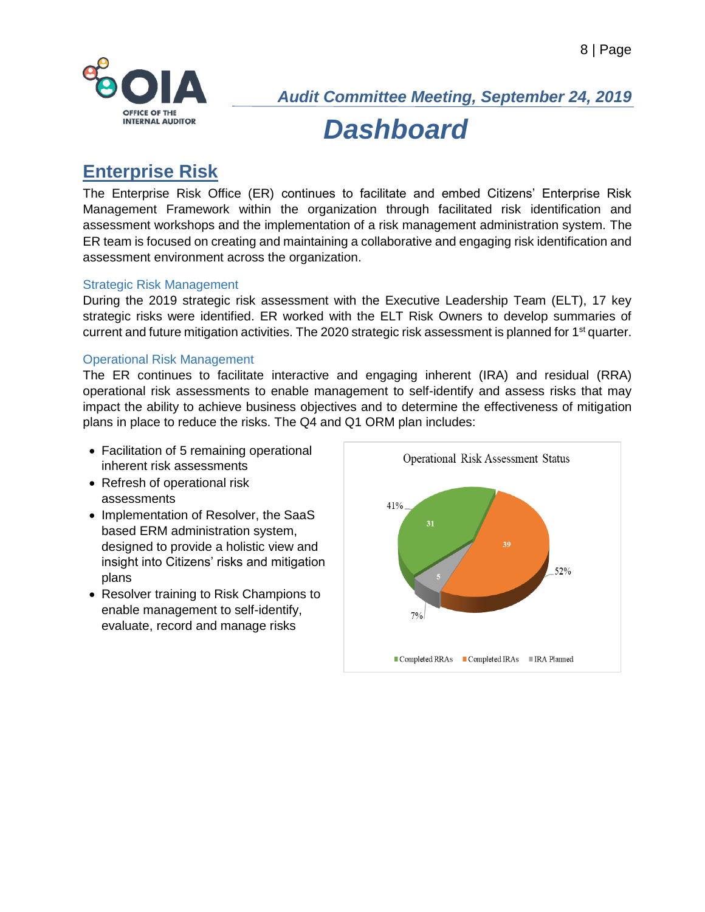# Dashboard

## Enterprise Risk

The Enterprise Risk Office (ER) continues to facilitate and embed Citizens' Enterprise Risk Management Framework within the organization through facilitated risk identification and assessment workshops and the implementation of a risk management administration system. The ER team is focused on creating and maintaining a collaborative and engaging risk identification and assessment environment across the organization.

### Strategic Risk Management

During the 2019 strategic risk assessment with the Executive Leadership Team (ELT), 17 key strategic risks were identified. ER worked with the ELT Risk Owners to develop summaries of current and future mitigation activities. The 2020 strategic risk assessment is planned for 1st quarter.

### Operational Risk Management

The ER continues to facilitate interactive and engaging inherent (IRA) and residual (RRA) operational risk assessments to enable management to self-identify and assess risks that may impact the ability to achieve business objectives and to determine the effectiveness of mitigation plans in place to reduce the risks. The Q4 and Q1 ORM plan includes:

- Facilitation of 5 remaining operational inherent risk assessments
- Refresh of operational risk assessments
- Implementation of Resolver, the SaaS based ERM administration system, designed to provide a holistic view and insight into Citizens' risks and mitigation plans
- Resolver training to Risk Champions to enable management to self-identify, evaluate, record and manage risks

Operational Risk Assessment Status

41%
31
39
52%
5
7%

Completed RRAs
Completed IRAs
IRA Planned